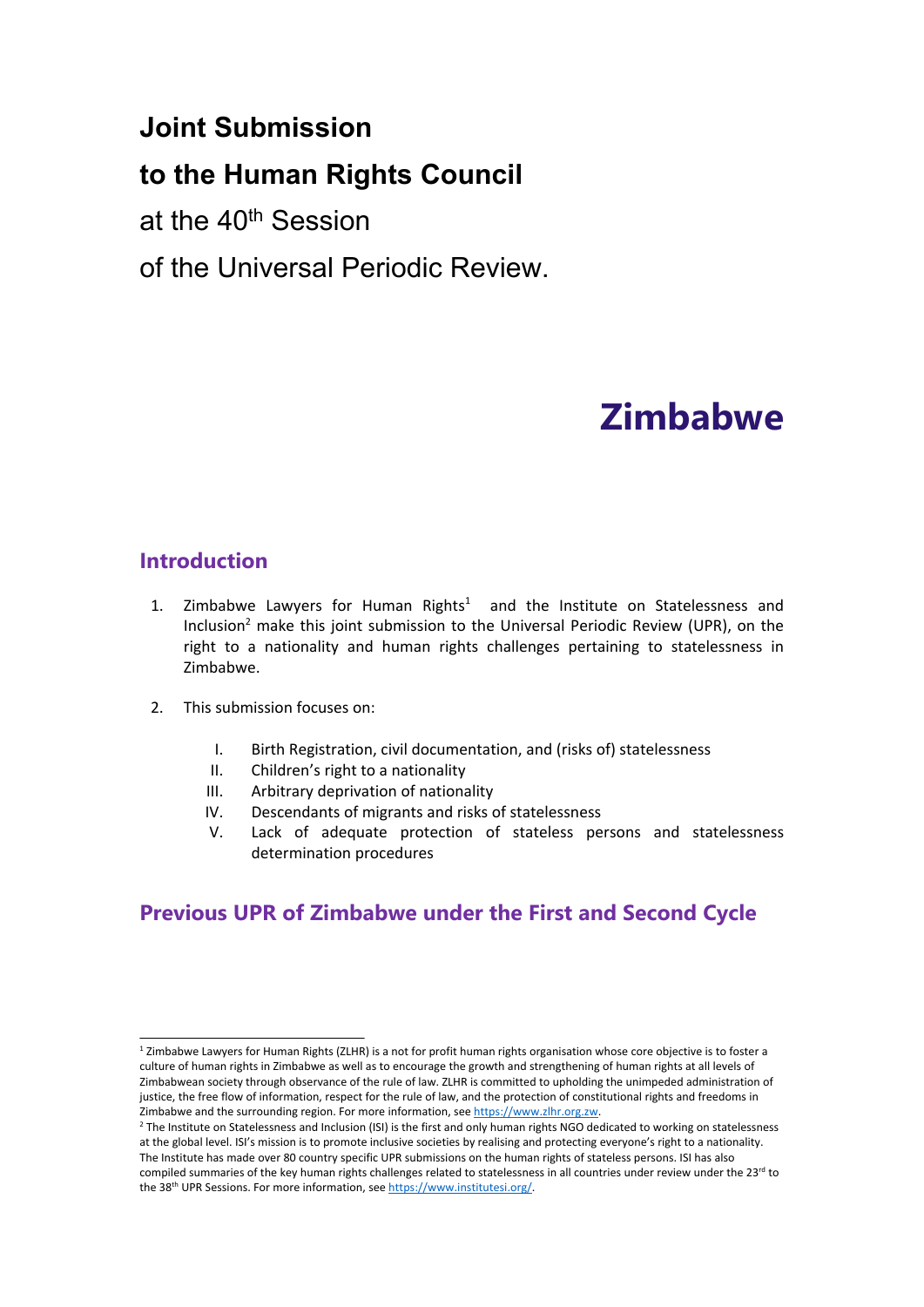# Joint Submission

# to the Human Rights Council

at the 40th Session

of the Universal Periodic Review.

# Zimbabwe

## Introduction

1. Zimbabwe Lawyers for Human Rights[1] and the Institute on Statelessness and Inclusion[2] make this joint submission to the Universal Periodic Review (UPR), on the right to a nationality and human rights challenges pertaining to statelessness in Zimbabwe.

2. This submission focuses on:

   I. Birth Registration, civil documentation, and (risks of) statelessness
   II. Children's right to a nationality
   III. Arbitrary deprivation of nationality
   IV. Descendants of migrants and risks of statelessness
   V. Lack of adequate protection of stateless persons and statelessness determination procedures

## Previous UPR of Zimbabwe under the First and Second Cycle

---

[1] Zimbabwe Lawyers for Human Rights (ZLHR) is a not for profit human rights organisation whose core objective is to foster a culture of human rights in Zimbabwe as well as to encourage the growth and strengthening of human rights at all levels of Zimbabwean society through observance of the rule of law. ZLHR is committed to upholding the unimpeded administration of justice, the free flow of information, respect for the rule of law, and the protection of constitutional rights and freedoms in Zimbabwe and the surrounding region. For more information, see https://www.zlhr.org.zw.

[2] The Institute on Statelessness and Inclusion (ISI) is the first and only human rights NGO dedicated to working on statelessness at the global level. ISI's mission is to promote inclusive societies by realising and protecting everyone's right to a nationality. The Institute has made over 80 country specific UPR submissions on the human rights of stateless persons. ISI has also compiled summaries of the key human rights challenges related to statelessness in all countries under review under the 23rd to the 38th UPR Sessions. For more information, see https://www.institutesi.org/.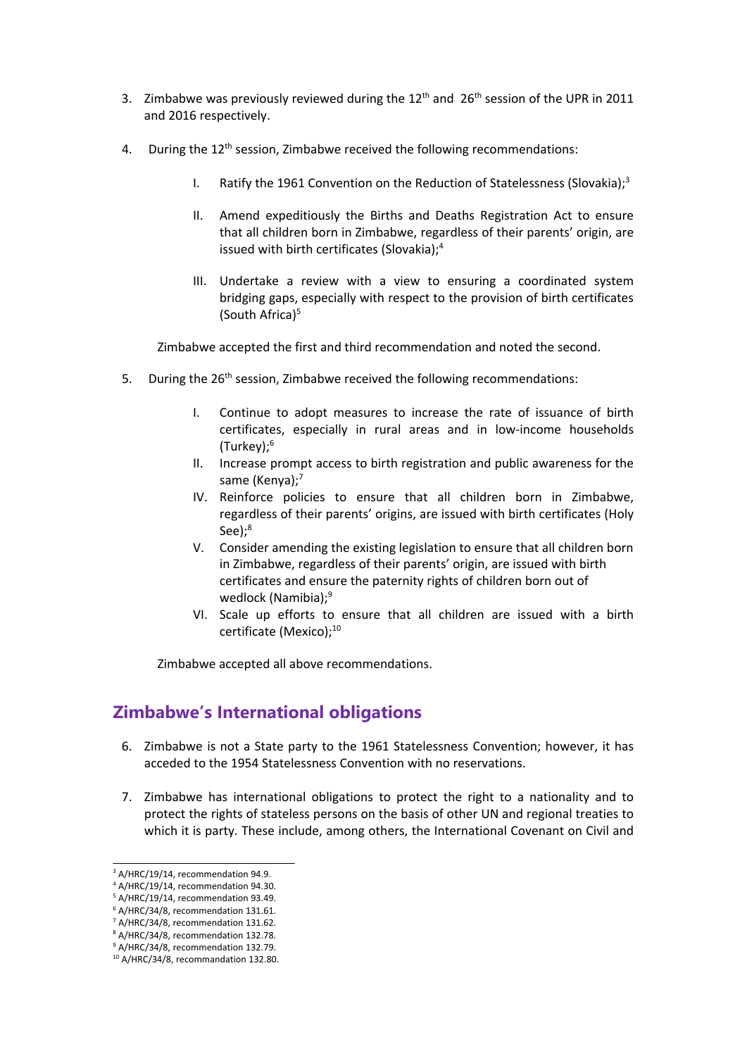3. Zimbabwe was previously reviewed during the 12th and 26th session of the UPR in 2011 and 2016 respectively.

4. During the 12th session, Zimbabwe received the following recommendations:

    I. Ratify the 1961 Convention on the Reduction of Statelessness (Slovakia);[3]

    II. Amend expeditiously the Births and Deaths Registration Act to ensure that all children born in Zimbabwe, regardless of their parents' origin, are issued with birth certificates (Slovakia);[4]

    III. Undertake a review with a view to ensuring a coordinated system bridging gaps, especially with respect to the provision of birth certificates (South Africa)[5]

    Zimbabwe accepted the first and third recommendation and noted the second.

5. During the 26th session, Zimbabwe received the following recommendations:

    I. Continue to adopt measures to increase the rate of issuance of birth certificates, especially in rural areas and in low-income households (Turkey);[6]

    II. Increase prompt access to birth registration and public awareness for the same (Kenya);[7]

    IV. Reinforce policies to ensure that all children born in Zimbabwe, regardless of their parents' origins, are issued with birth certificates (Holy See);[8]

    V. Consider amending the existing legislation to ensure that all children born in Zimbabwe, regardless of their parents' origin, are issued with birth certificates and ensure the paternity rights of children born out of wedlock (Namibia);[9]

    VI. Scale up efforts to ensure that all children are issued with a birth certificate (Mexico);[10]

    Zimbabwe accepted all above recommendations.

## Zimbabwe's International obligations

6. Zimbabwe is not a State party to the 1961 Statelessness Convention; however, it has acceded to the 1954 Statelessness Convention with no reservations.

7. Zimbabwe has international obligations to protect the right to a nationality and to protect the rights of stateless persons on the basis of other UN and regional treaties to which it is party. These include, among others, the International Covenant on Civil and

---

[3] A/HRC/19/14, recommendation 94.9.
[4] A/HRC/19/14, recommendation 94.30.
[5] A/HRC/19/14, recommendation 93.49.
[6] A/HRC/34/8, recommendation 131.61.
[7] A/HRC/34/8, recommendation 131.62.
[8] A/HRC/34/8, recommendation 132.78.
[9] A/HRC/34/8, recommendation 132.79.
[10] A/HRC/34/8, recommandation 132.80.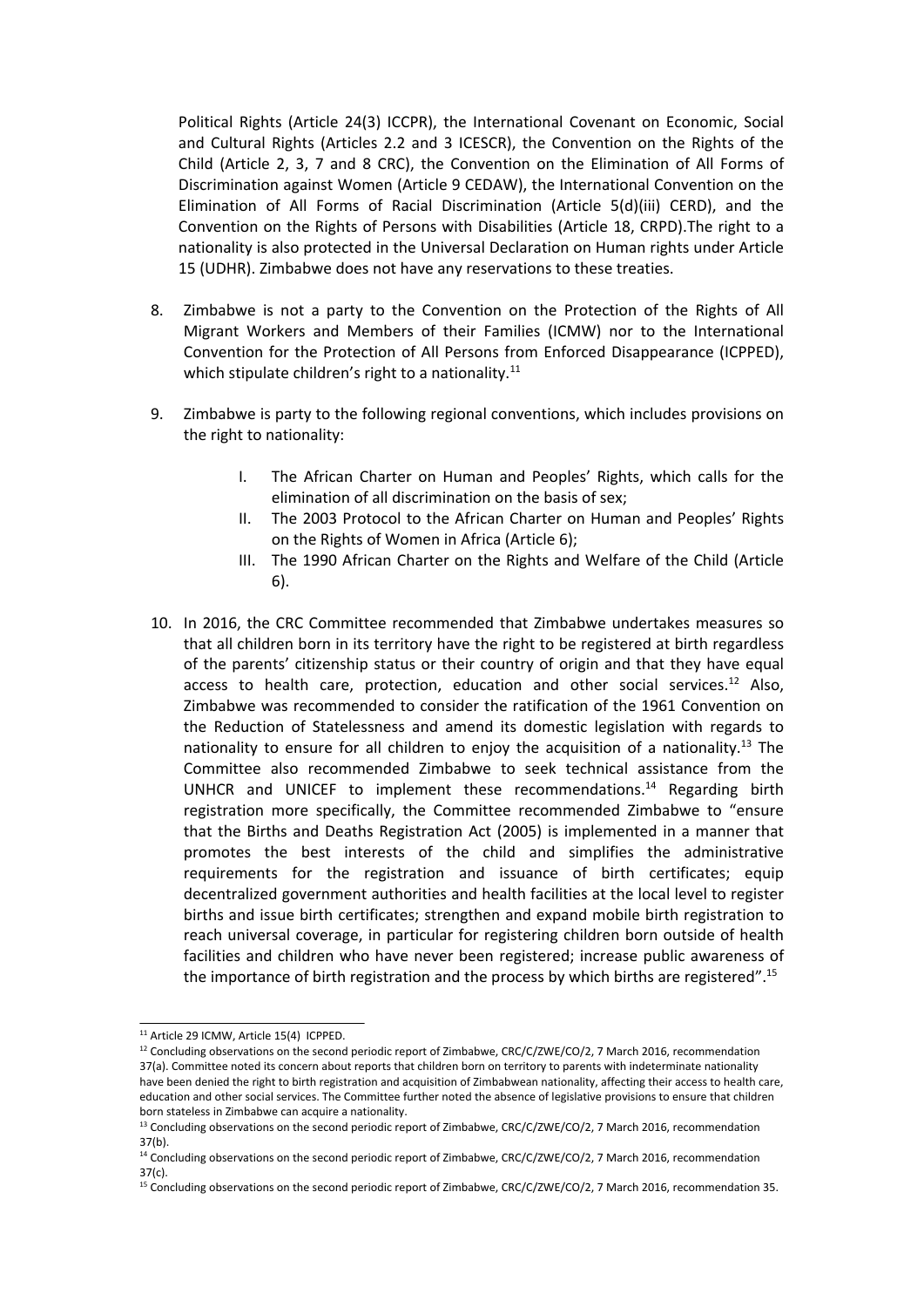Political Rights (Article 24(3) ICCPR), the International Covenant on Economic, Social and Cultural Rights (Articles 2.2 and 3 ICESCR), the Convention on the Rights of the Child (Article 2, 3, 7 and 8 CRC), the Convention on the Elimination of All Forms of Discrimination against Women (Article 9 CEDAW), the International Convention on the Elimination of All Forms of Racial Discrimination (Article 5(d)(iii) CERD), and the Convention on the Rights of Persons with Disabilities (Article 18, CRPD).The right to a nationality is also protected in the Universal Declaration on Human rights under Article 15 (UDHR). Zimbabwe does not have any reservations to these treaties.

8. Zimbabwe is not a party to the Convention on the Protection of the Rights of All Migrant Workers and Members of their Families (ICMW) nor to the International Convention for the Protection of All Persons from Enforced Disappearance (ICPPED), which stipulate children's right to a nationality.[11]

9. Zimbabwe is party to the following regional conventions, which includes provisions on the right to nationality:

   I. The African Charter on Human and Peoples' Rights, which calls for the elimination of all discrimination on the basis of sex;
   II. The 2003 Protocol to the African Charter on Human and Peoples' Rights on the Rights of Women in Africa (Article 6);
   III. The 1990 African Charter on the Rights and Welfare of the Child (Article 6).

10. In 2016, the CRC Committee recommended that Zimbabwe undertakes measures so that all children born in its territory have the right to be registered at birth regardless of the parents' citizenship status or their country of origin and that they have equal access to health care, protection, education and other social services.[12] Also, Zimbabwe was recommended to consider the ratification of the 1961 Convention on the Reduction of Statelessness and amend its domestic legislation with regards to nationality to ensure for all children to enjoy the acquisition of a nationality.[13] The Committee also recommended Zimbabwe to seek technical assistance from the UNHCR and UNICEF to implement these recommendations.[14] Regarding birth registration more specifically, the Committee recommended Zimbabwe to "ensure that the Births and Deaths Registration Act (2005) is implemented in a manner that promotes the best interests of the child and simplifies the administrative requirements for the registration and issuance of birth certificates; equip decentralized government authorities and health facilities at the local level to register births and issue birth certificates; strengthen and expand mobile birth registration to reach universal coverage, in particular for registering children born outside of health facilities and children who have never been registered; increase public awareness of the importance of birth registration and the process by which births are registered".[15]

---

[11] Article 29 ICMW, Article 15(4) ICPPED.

[12] Concluding observations on the second periodic report of Zimbabwe, CRC/C/ZWE/CO/2, 7 March 2016, recommendation 37(a). Committee noted its concern about reports that children born on territory to parents with indeterminate nationality have been denied the right to birth registration and acquisition of Zimbabwean nationality, affecting their access to health care, education and other social services. The Committee further noted the absence of legislative provisions to ensure that children born stateless in Zimbabwe can acquire a nationality.

[13] Concluding observations on the second periodic report of Zimbabwe, CRC/C/ZWE/CO/2, 7 March 2016, recommendation 37(b).

[14] Concluding observations on the second periodic report of Zimbabwe, CRC/C/ZWE/CO/2, 7 March 2016, recommendation 37(c).

[15] Concluding observations on the second periodic report of Zimbabwe, CRC/C/ZWE/CO/2, 7 March 2016, recommendation 35.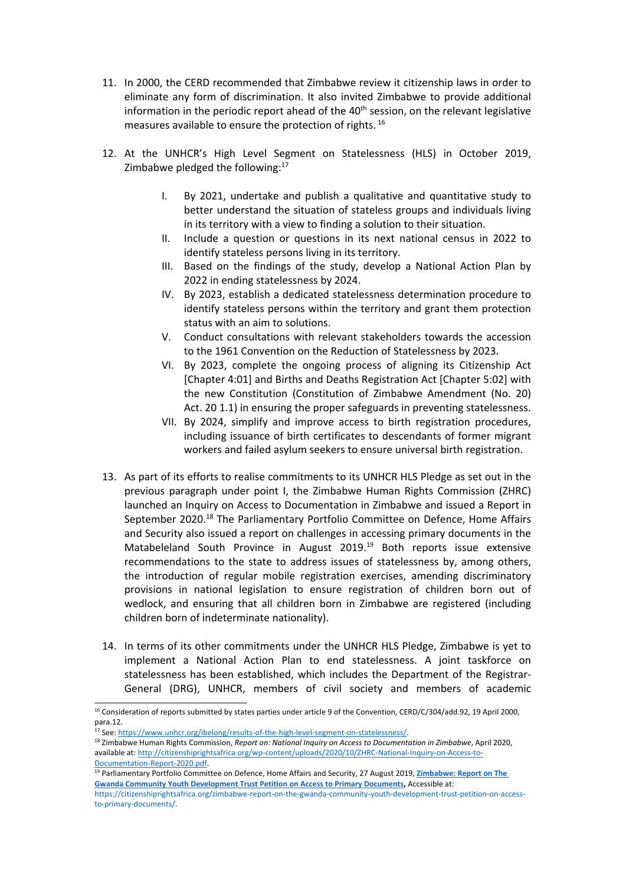11. In 2000, the CERD recommended that Zimbabwe review it citizenship laws in order to eliminate any form of discrimination. It also invited Zimbabwe to provide additional information in the periodic report ahead of the 40th session, on the relevant legislative measures available to ensure the protection of rights. [16]

12. At the UNHCR's High Level Segment on Statelessness (HLS) in October 2019, Zimbabwe pledged the following:[17]

    I. By 2021, undertake and publish a qualitative and quantitative study to better understand the situation of stateless groups and individuals living in its territory with a view to finding a solution to their situation.
    II. Include a question or questions in its next national census in 2022 to identify stateless persons living in its territory.
    III. Based on the findings of the study, develop a National Action Plan by 2022 in ending statelessness by 2024.
    IV. By 2023, establish a dedicated statelessness determination procedure to identify stateless persons within the territory and grant them protection status with an aim to solutions.
    V. Conduct consultations with relevant stakeholders towards the accession to the 1961 Convention on the Reduction of Statelessness by 2023.
    VI. By 2023, complete the ongoing process of aligning its Citizenship Act [Chapter 4:01] and Births and Deaths Registration Act [Chapter 5:02] with the new Constitution (Constitution of Zimbabwe Amendment (No. 20) Act. 20 1.1) in ensuring the proper safeguards in preventing statelessness.
    VII. By 2024, simplify and improve access to birth registration procedures, including issuance of birth certificates to descendants of former migrant workers and failed asylum seekers to ensure universal birth registration.

13. As part of its efforts to realise commitments to its UNHCR HLS Pledge as set out in the previous paragraph under point I, the Zimbabwe Human Rights Commission (ZHRC) launched an Inquiry on Access to Documentation in Zimbabwe and issued a Report in September 2020.[18] The Parliamentary Portfolio Committee on Defence, Home Affairs and Security also issued a report on challenges in accessing primary documents in the Matabeleland South Province in August 2019.[19] Both reports issue extensive recommendations to the state to address issues of statelessness by, among others, the introduction of regular mobile registration exercises, amending discriminatory provisions in national legislation to ensure registration of children born out of wedlock, and ensuring that all children born in Zimbabwe are registered (including children born of indeterminate nationality).

14. In terms of its other commitments under the UNHCR HLS Pledge, Zimbabwe is yet to implement a National Action Plan to end statelessness. A joint taskforce on statelessness has been established, which includes the Department of the Registrar-General (DRG), UNHCR, members of civil society and members of academic

---

[16] Consideration of reports submitted by states parties under article 9 of the Convention, CERD/C/304/add.92, 19 April 2000, para.12.

[17] See: https://www.unhcr.org/ibelong/results-of-the-high-level-segment-on-statelessness/.

[18] Zimbabwe Human Rights Commission, *Report on: National Inquiry on Access to Documentation in Zimbabwe*, April 2020, available at: http://citizenshiprightsafrica.org/wp-content/uploads/2020/10/ZHRC-National-Inquiry-on-Access-to-Documentation-Report-2020.pdf.

[19] Parliamentary Portfolio Committee on Defence, Home Affairs and Security, 27 August 2019, **Zimbabwe: Report on The Gwanda Community Youth Development Trust Petition on Access to Primary Documents,** Accessible at: https://citizenshiprightsafrica.org/zimbabwe-report-on-the-gwanda-community-youth-development-trust-petition-on-access-to-primary-documents/.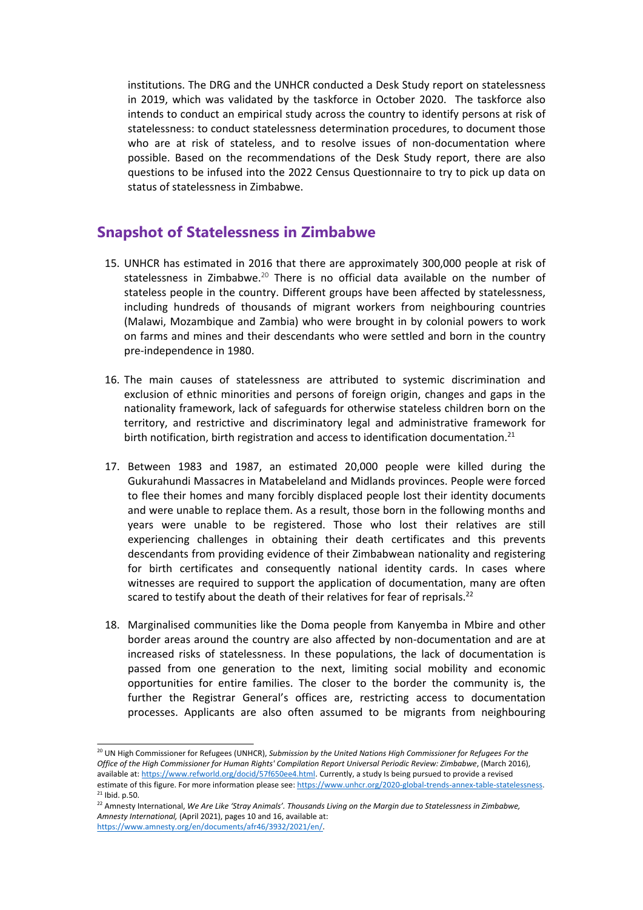institutions. The DRG and the UNHCR conducted a Desk Study report on statelessness in 2019, which was validated by the taskforce in October 2020. The taskforce also intends to conduct an empirical study across the country to identify persons at risk of statelessness: to conduct statelessness determination procedures, to document those who are at risk of stateless, and to resolve issues of non-documentation where possible. Based on the recommendations of the Desk Study report, there are also questions to be infused into the 2022 Census Questionnaire to try to pick up data on status of statelessness in Zimbabwe.

## Snapshot of Statelessness in Zimbabwe

15. UNHCR has estimated in 2016 that there are approximately 300,000 people at risk of statelessness in Zimbabwe.[20] There is no official data available on the number of stateless people in the country. Different groups have been affected by statelessness, including hundreds of thousands of migrant workers from neighbouring countries (Malawi, Mozambique and Zambia) who were brought in by colonial powers to work on farms and mines and their descendants who were settled and born in the country pre-independence in 1980.

16. The main causes of statelessness are attributed to systemic discrimination and exclusion of ethnic minorities and persons of foreign origin, changes and gaps in the nationality framework, lack of safeguards for otherwise stateless children born on the territory, and restrictive and discriminatory legal and administrative framework for birth notification, birth registration and access to identification documentation.[21]

17. Between 1983 and 1987, an estimated 20,000 people were killed during the Gukurahundi Massacres in Matabeleland and Midlands provinces. People were forced to flee their homes and many forcibly displaced people lost their identity documents and were unable to replace them. As a result, those born in the following months and years were unable to be registered. Those who lost their relatives are still experiencing challenges in obtaining their death certificates and this prevents descendants from providing evidence of their Zimbabwean nationality and registering for birth certificates and consequently national identity cards. In cases where witnesses are required to support the application of documentation, many are often scared to testify about the death of their relatives for fear of reprisals.[22]

18. Marginalised communities like the Doma people from Kanyemba in Mbire and other border areas around the country are also affected by non-documentation and are at increased risks of statelessness. In these populations, the lack of documentation is passed from one generation to the next, limiting social mobility and economic opportunities for entire families. The closer to the border the community is, the further the Registrar General's offices are, restricting access to documentation processes. Applicants are also often assumed to be migrants from neighbouring

---

[20] UN High Commissioner for Refugees (UNHCR), *Submission by the United Nations High Commissioner for Refugees For the Office of the High Commissioner for Human Rights' Compilation Report Universal Periodic Review: Zimbabwe*, (March 2016), available at: https://www.refworld.org/docid/57f650ee4.html. Currently, a study Is being pursued to provide a revised estimate of this figure. For more information please see: https://www.unhcr.org/2020-global-trends-annex-table-statelessness.

[21] Ibid. p.50.

[22] Amnesty International, *We Are Like 'Stray Animals'. Thousands Living on the Margin due to Statelessness in Zimbabwe, Amnesty International,* (April 2021), pages 10 and 16, available at: https://www.amnesty.org/en/documents/afr46/3932/2021/en/.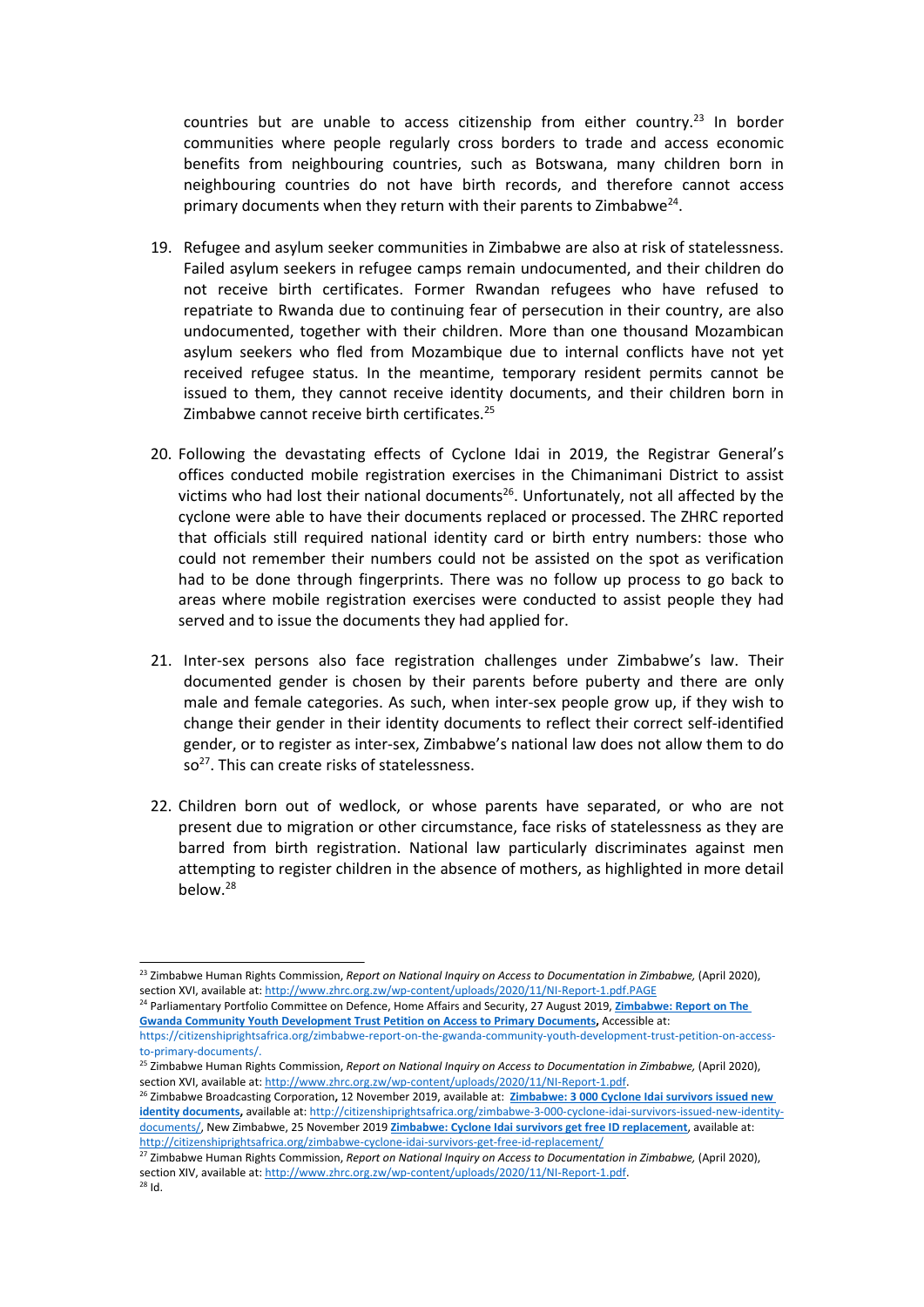countries but are unable to access citizenship from either country.[23] In border communities where people regularly cross borders to trade and access economic benefits from neighbouring countries, such as Botswana, many children born in neighbouring countries do not have birth records, and therefore cannot access primary documents when they return with their parents to Zimbabwe[24].

19. Refugee and asylum seeker communities in Zimbabwe are also at risk of statelessness. Failed asylum seekers in refugee camps remain undocumented, and their children do not receive birth certificates. Former Rwandan refugees who have refused to repatriate to Rwanda due to continuing fear of persecution in their country, are also undocumented, together with their children. More than one thousand Mozambican asylum seekers who fled from Mozambique due to internal conflicts have not yet received refugee status. In the meantime, temporary resident permits cannot be issued to them, they cannot receive identity documents, and their children born in Zimbabwe cannot receive birth certificates.[25]

20. Following the devastating effects of Cyclone Idai in 2019, the Registrar General's offices conducted mobile registration exercises in the Chimanimani District to assist victims who had lost their national documents[26]. Unfortunately, not all affected by the cyclone were able to have their documents replaced or processed. The ZHRC reported that officials still required national identity card or birth entry numbers: those who could not remember their numbers could not be assisted on the spot as verification had to be done through fingerprints. There was no follow up process to go back to areas where mobile registration exercises were conducted to assist people they had served and to issue the documents they had applied for.

21. Inter-sex persons also face registration challenges under Zimbabwe's law. Their documented gender is chosen by their parents before puberty and there are only male and female categories. As such, when inter-sex people grow up, if they wish to change their gender in their identity documents to reflect their correct self-identified gender, or to register as inter-sex, Zimbabwe's national law does not allow them to do so[27]. This can create risks of statelessness.

22. Children born out of wedlock, or whose parents have separated, or who are not present due to migration or other circumstance, face risks of statelessness as they are barred from birth registration. National law particularly discriminates against men attempting to register children in the absence of mothers, as highlighted in more detail below.[28]

---

[23] Zimbabwe Human Rights Commission, *Report on National Inquiry on Access to Documentation in Zimbabwe,* (April 2020), section XVI, available at: http://www.zhrc.org.zw/wp-content/uploads/2020/11/NI-Report-1.pdf.PAGE

[24] Parliamentary Portfolio Committee on Defence, Home Affairs and Security, 27 August 2019, **Zimbabwe: Report on The Gwanda Community Youth Development Trust Petition on Access to Primary Documents,** Accessible at: https://citizenshiprightsafrica.org/zimbabwe-report-on-the-gwanda-community-youth-development-trust-petition-on-access-to-primary-documents/.

[25] Zimbabwe Human Rights Commission, *Report on National Inquiry on Access to Documentation in Zimbabwe,* (April 2020), section XVI, available at: http://www.zhrc.org.zw/wp-content/uploads/2020/11/NI-Report-1.pdf.

[26] Zimbabwe Broadcasting Corporation**,** 12 November 2019, available at: **Zimbabwe: 3 000 Cyclone Idai survivors issued new identity documents,** available at: http://citizenshiprightsafrica.org/zimbabwe-3-000-cyclone-idai-survivors-issued-new-identity-documents/, New Zimbabwe, 25 November 2019 **Zimbabwe: Cyclone Idai survivors get free ID replacement**, available at: http://citizenshiprightsafrica.org/zimbabwe-cyclone-idai-survivors-get-free-id-replacement/

[27] Zimbabwe Human Rights Commission, *Report on National Inquiry on Access to Documentation in Zimbabwe,* (April 2020), section XIV, available at: http://www.zhrc.org.zw/wp-content/uploads/2020/11/NI-Report-1.pdf.

[28] Id.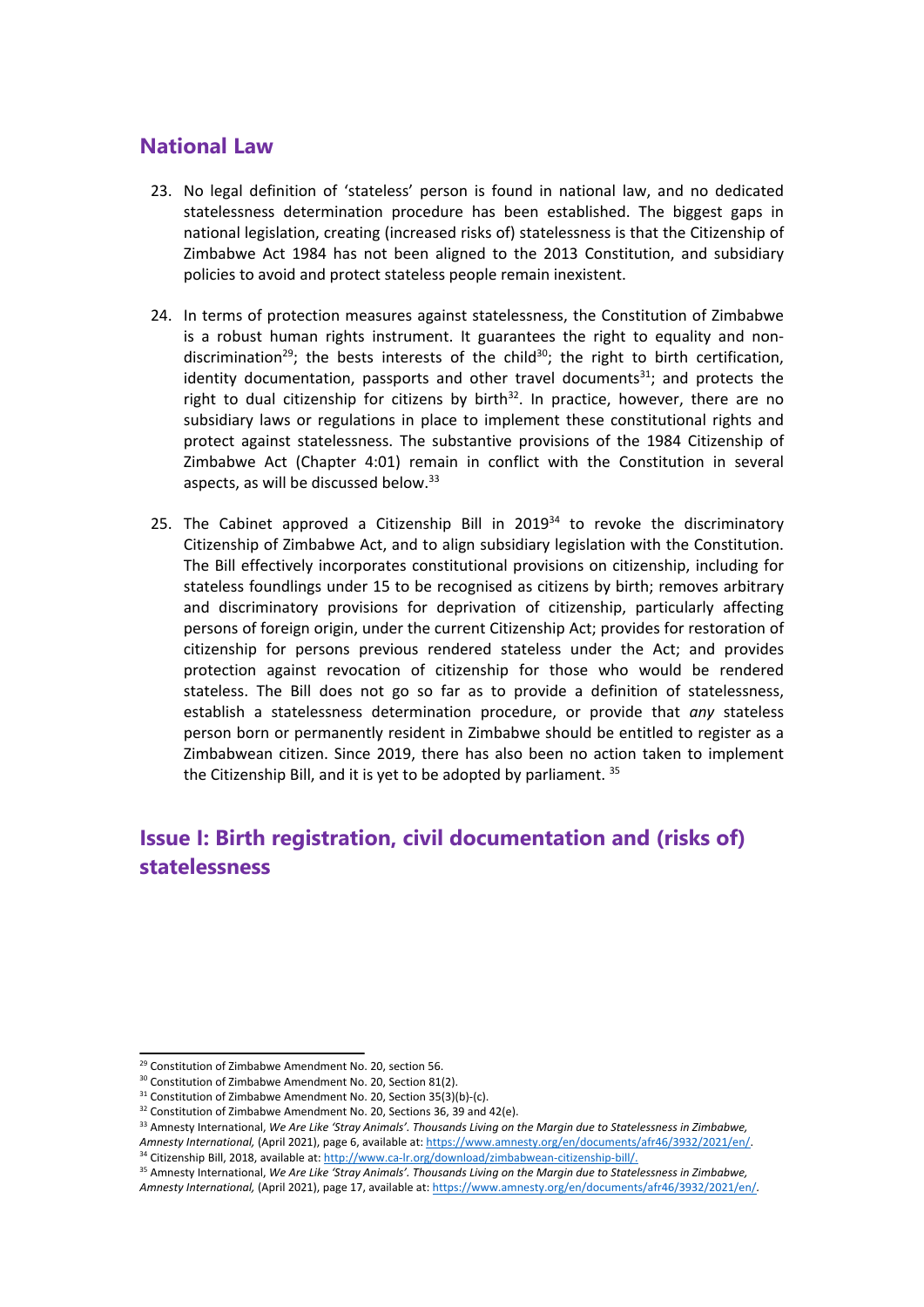## National Law

23. No legal definition of 'stateless' person is found in national law, and no dedicated statelessness determination procedure has been established. The biggest gaps in national legislation, creating (increased risks of) statelessness is that the Citizenship of Zimbabwe Act 1984 has not been aligned to the 2013 Constitution, and subsidiary policies to avoid and protect stateless people remain inexistent.

24. In terms of protection measures against statelessness, the Constitution of Zimbabwe is a robust human rights instrument. It guarantees the right to equality and non-discrimination[29]; the bests interests of the child[30]; the right to birth certification, identity documentation, passports and other travel documents[31]; and protects the right to dual citizenship for citizens by birth[32]. In practice, however, there are no subsidiary laws or regulations in place to implement these constitutional rights and protect against statelessness. The substantive provisions of the 1984 Citizenship of Zimbabwe Act (Chapter 4:01) remain in conflict with the Constitution in several aspects, as will be discussed below.[33]

25. The Cabinet approved a Citizenship Bill in 2019[34] to revoke the discriminatory Citizenship of Zimbabwe Act, and to align subsidiary legislation with the Constitution. The Bill effectively incorporates constitutional provisions on citizenship, including for stateless foundlings under 15 to be recognised as citizens by birth; removes arbitrary and discriminatory provisions for deprivation of citizenship, particularly affecting persons of foreign origin, under the current Citizenship Act; provides for restoration of citizenship for persons previous rendered stateless under the Act; and provides protection against revocation of citizenship for those who would be rendered stateless. The Bill does not go so far as to provide a definition of statelessness, establish a statelessness determination procedure, or provide that *any* stateless person born or permanently resident in Zimbabwe should be entitled to register as a Zimbabwean citizen. Since 2019, there has also been no action taken to implement the Citizenship Bill, and it is yet to be adopted by parliament. [35]

## Issue I: Birth registration, civil documentation and (risks of) statelessness

---

[29] Constitution of Zimbabwe Amendment No. 20, section 56.

[30] Constitution of Zimbabwe Amendment No. 20, Section 81(2).

[31] Constitution of Zimbabwe Amendment No. 20, Section 35(3)(b)-(c).

[32] Constitution of Zimbabwe Amendment No. 20, Sections 36, 39 and 42(e).

[33] Amnesty International, *We Are Like 'Stray Animals'. Thousands Living on the Margin due to Statelessness in Zimbabwe, Amnesty International,* (April 2021), page 6, available at: https://www.amnesty.org/en/documents/afr46/3932/2021/en/.

[34] Citizenship Bill, 2018, available at: http://www.ca-lr.org/download/zimbabwean-citizenship-bill/.

[35] Amnesty International, *We Are Like 'Stray Animals'. Thousands Living on the Margin due to Statelessness in Zimbabwe, Amnesty International,* (April 2021), page 17, available at: https://www.amnesty.org/en/documents/afr46/3932/2021/en/.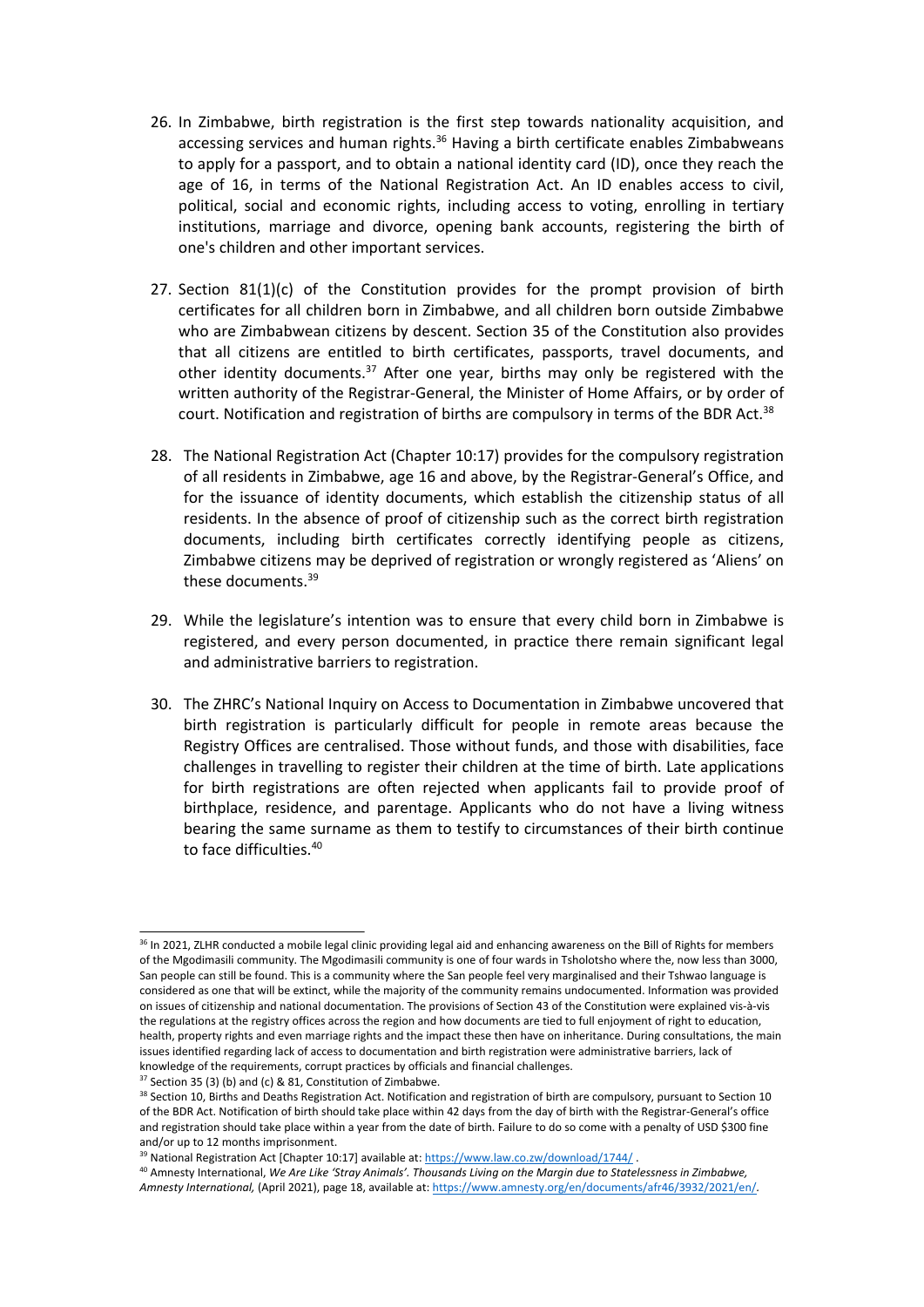26. In Zimbabwe, birth registration is the first step towards nationality acquisition, and accessing services and human rights.[36] Having a birth certificate enables Zimbabweans to apply for a passport, and to obtain a national identity card (ID), once they reach the age of 16, in terms of the National Registration Act. An ID enables access to civil, political, social and economic rights, including access to voting, enrolling in tertiary institutions, marriage and divorce, opening bank accounts, registering the birth of one's children and other important services.

27. Section 81(1)(c) of the Constitution provides for the prompt provision of birth certificates for all children born in Zimbabwe, and all children born outside Zimbabwe who are Zimbabwean citizens by descent. Section 35 of the Constitution also provides that all citizens are entitled to birth certificates, passports, travel documents, and other identity documents.[37] After one year, births may only be registered with the written authority of the Registrar-General, the Minister of Home Affairs, or by order of court. Notification and registration of births are compulsory in terms of the BDR Act.[38]

28. The National Registration Act (Chapter 10:17) provides for the compulsory registration of all residents in Zimbabwe, age 16 and above, by the Registrar-General's Office, and for the issuance of identity documents, which establish the citizenship status of all residents. In the absence of proof of citizenship such as the correct birth registration documents, including birth certificates correctly identifying people as citizens, Zimbabwe citizens may be deprived of registration or wrongly registered as 'Aliens' on these documents.[39]

29. While the legislature's intention was to ensure that every child born in Zimbabwe is registered, and every person documented, in practice there remain significant legal and administrative barriers to registration.

30. The ZHRC's National Inquiry on Access to Documentation in Zimbabwe uncovered that birth registration is particularly difficult for people in remote areas because the Registry Offices are centralised. Those without funds, and those with disabilities, face challenges in travelling to register their children at the time of birth. Late applications for birth registrations are often rejected when applicants fail to provide proof of birthplace, residence, and parentage. Applicants who do not have a living witness bearing the same surname as them to testify to circumstances of their birth continue to face difficulties.[40]

---

[36] In 2021, ZLHR conducted a mobile legal clinic providing legal aid and enhancing awareness on the Bill of Rights for members of the Mgodimasili community. The Mgodimasili community is one of four wards in Tsholotsho where the, now less than 3000, San people can still be found. This is a community where the San people feel very marginalised and their Tshwao language is considered as one that will be extinct, while the majority of the community remains undocumented. Information was provided on issues of citizenship and national documentation. The provisions of Section 43 of the Constitution were explained vis-à-vis the regulations at the registry offices across the region and how documents are tied to full enjoyment of right to education, health, property rights and even marriage rights and the impact these then have on inheritance. During consultations, the main issues identified regarding lack of access to documentation and birth registration were administrative barriers, lack of knowledge of the requirements, corrupt practices by officials and financial challenges.

[37] Section 35 (3) (b) and (c) & 81, Constitution of Zimbabwe.

[38] Section 10, Births and Deaths Registration Act. Notification and registration of birth are compulsory, pursuant to Section 10 of the BDR Act. Notification of birth should take place within 42 days from the day of birth with the Registrar-General's office and registration should take place within a year from the date of birth. Failure to do so come with a penalty of USD $300 fine and/or up to 12 months imprisonment.

[39] National Registration Act [Chapter 10:17] available at: https://www.law.co.zw/download/1744/ .

[40] Amnesty International, *We Are Like 'Stray Animals'. Thousands Living on the Margin due to Statelessness in Zimbabwe, Amnesty International,* (April 2021), page 18, available at: https://www.amnesty.org/en/documents/afr46/3932/2021/en/.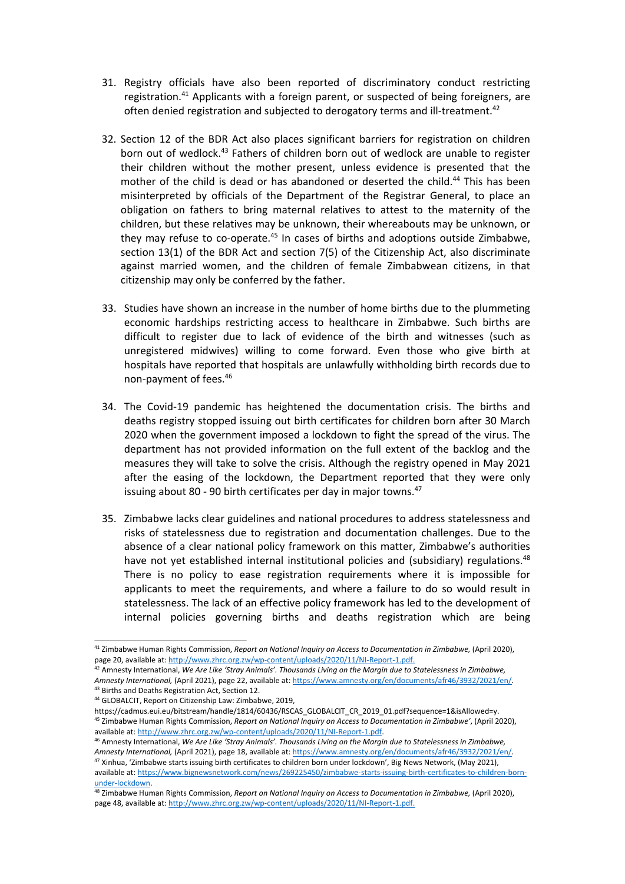31. Registry officials have also been reported of discriminatory conduct restricting registration.[41] Applicants with a foreign parent, or suspected of being foreigners, are often denied registration and subjected to derogatory terms and ill-treatment.[42]

32. Section 12 of the BDR Act also places significant barriers for registration on children born out of wedlock.[43] Fathers of children born out of wedlock are unable to register their children without the mother present, unless evidence is presented that the mother of the child is dead or has abandoned or deserted the child.[44] This has been misinterpreted by officials of the Department of the Registrar General, to place an obligation on fathers to bring maternal relatives to attest to the maternity of the children, but these relatives may be unknown, their whereabouts may be unknown, or they may refuse to co-operate.[45] In cases of births and adoptions outside Zimbabwe, section 13(1) of the BDR Act and section 7(5) of the Citizenship Act, also discriminate against married women, and the children of female Zimbabwean citizens, in that citizenship may only be conferred by the father.

33. Studies have shown an increase in the number of home births due to the plummeting economic hardships restricting access to healthcare in Zimbabwe. Such births are difficult to register due to lack of evidence of the birth and witnesses (such as unregistered midwives) willing to come forward. Even those who give birth at hospitals have reported that hospitals are unlawfully withholding birth records due to non-payment of fees.[46]

34. The Covid-19 pandemic has heightened the documentation crisis. The births and deaths registry stopped issuing out birth certificates for children born after 30 March 2020 when the government imposed a lockdown to fight the spread of the virus. The department has not provided information on the full extent of the backlog and the measures they will take to solve the crisis. Although the registry opened in May 2021 after the easing of the lockdown, the Department reported that they were only issuing about 80 - 90 birth certificates per day in major towns.[47]

35. Zimbabwe lacks clear guidelines and national procedures to address statelessness and risks of statelessness due to registration and documentation challenges. Due to the absence of a clear national policy framework on this matter, Zimbabwe's authorities have not yet established internal institutional policies and (subsidiary) regulations.[48] There is no policy to ease registration requirements where it is impossible for applicants to meet the requirements, and where a failure to do so would result in statelessness. The lack of an effective policy framework has led to the development of internal policies governing births and deaths registration which are being

---

[41] Zimbabwe Human Rights Commission, *Report on National Inquiry on Access to Documentation in Zimbabwe,* (April 2020), page 20, available at: http://www.zhrc.org.zw/wp-content/uploads/2020/11/NI-Report-1.pdf.

[42] Amnesty International, *We Are Like 'Stray Animals'. Thousands Living on the Margin due to Statelessness in Zimbabwe, Amnesty International,* (April 2021), page 22, available at: https://www.amnesty.org/en/documents/afr46/3932/2021/en/.

[43] Births and Deaths Registration Act, Section 12.

[44] GLOBALCIT, Report on Citizenship Law: Zimbabwe, 2019, https://cadmus.eui.eu/bitstream/handle/1814/60436/RSCAS_GLOBALCIT_CR_2019_01.pdf?sequence=1&isAllowed=y.

[45] Zimbabwe Human Rights Commission, *Report on National Inquiry on Access to Documentation in Zimbabwe',* (April 2020), available at: http://www.zhrc.org.zw/wp-content/uploads/2020/11/NI-Report-1.pdf.

[46] Amnesty International, *We Are Like 'Stray Animals'. Thousands Living on the Margin due to Statelessness in Zimbabwe, Amnesty International,* (April 2021), page 18, available at: https://www.amnesty.org/en/documents/afr46/3932/2021/en/.

[47] Xinhua, 'Zimbabwe starts issuing birth certificates to children born under lockdown', Big News Network, (May 2021), available at: https://www.bignewsnetwork.com/news/269225450/zimbabwe-starts-issuing-birth-certificates-to-children-born-under-lockdown.

[48] Zimbabwe Human Rights Commission, *Report on National Inquiry on Access to Documentation in Zimbabwe,* (April 2020), page 48, available at: http://www.zhrc.org.zw/wp-content/uploads/2020/11/NI-Report-1.pdf.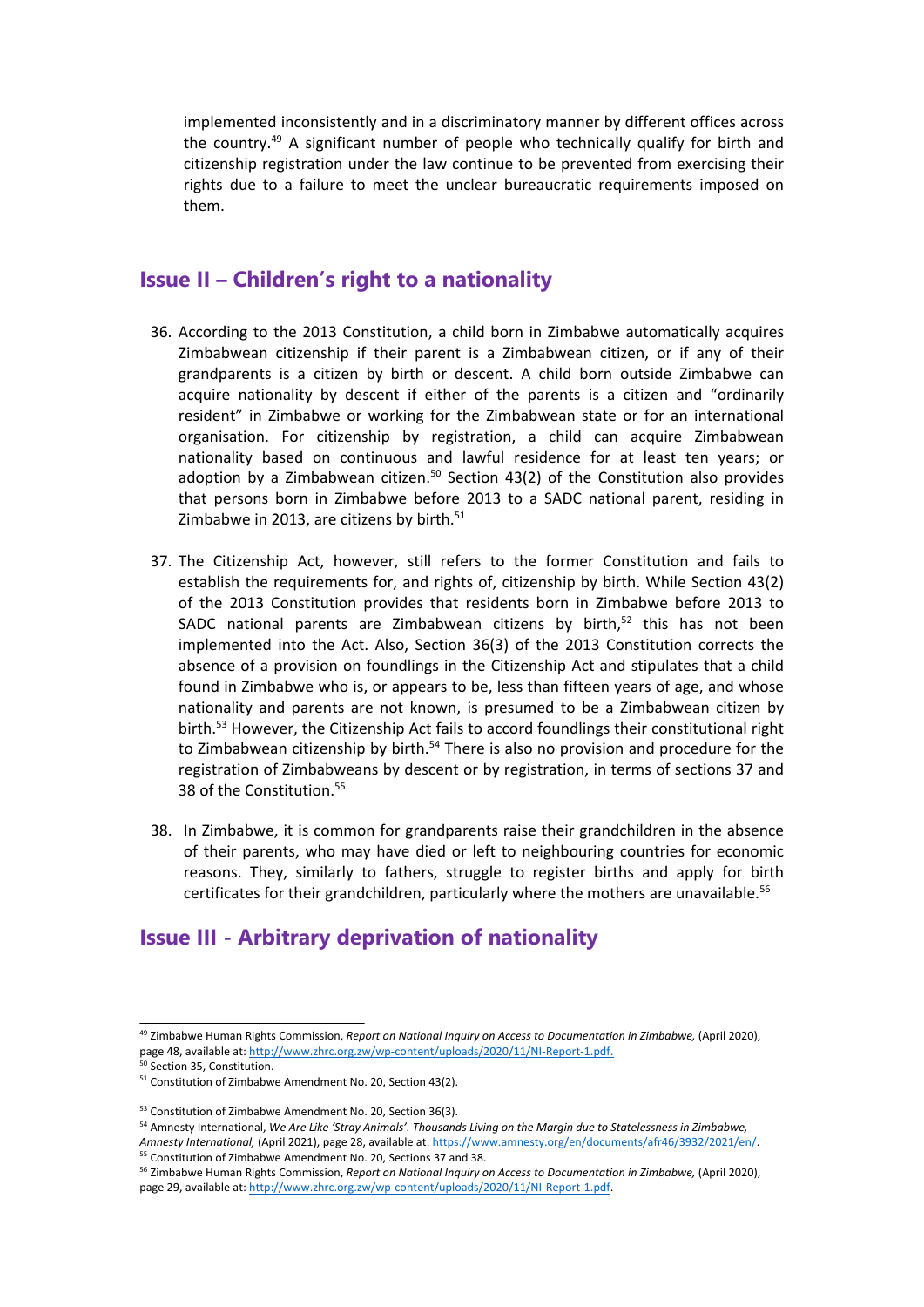implemented inconsistently and in a discriminatory manner by different offices across the country.[49] A significant number of people who technically qualify for birth and citizenship registration under the law continue to be prevented from exercising their rights due to a failure to meet the unclear bureaucratic requirements imposed on them.

## Issue II – Children's right to a nationality

36. According to the 2013 Constitution, a child born in Zimbabwe automatically acquires Zimbabwean citizenship if their parent is a Zimbabwean citizen, or if any of their grandparents is a citizen by birth or descent. A child born outside Zimbabwe can acquire nationality by descent if either of the parents is a citizen and "ordinarily resident" in Zimbabwe or working for the Zimbabwean state or for an international organisation. For citizenship by registration, a child can acquire Zimbabwean nationality based on continuous and lawful residence for at least ten years; or adoption by a Zimbabwean citizen.[50] Section 43(2) of the Constitution also provides that persons born in Zimbabwe before 2013 to a SADC national parent, residing in Zimbabwe in 2013, are citizens by birth.[51]

37. The Citizenship Act, however, still refers to the former Constitution and fails to establish the requirements for, and rights of, citizenship by birth. While Section 43(2) of the 2013 Constitution provides that residents born in Zimbabwe before 2013 to SADC national parents are Zimbabwean citizens by birth,[52] this has not been implemented into the Act. Also, Section 36(3) of the 2013 Constitution corrects the absence of a provision on foundlings in the Citizenship Act and stipulates that a child found in Zimbabwe who is, or appears to be, less than fifteen years of age, and whose nationality and parents are not known, is presumed to be a Zimbabwean citizen by birth.[53] However, the Citizenship Act fails to accord foundlings their constitutional right to Zimbabwean citizenship by birth.[54] There is also no provision and procedure for the registration of Zimbabweans by descent or by registration, in terms of sections 37 and 38 of the Constitution.[55]

38. In Zimbabwe, it is common for grandparents raise their grandchildren in the absence of their parents, who may have died or left to neighbouring countries for economic reasons. They, similarly to fathers, struggle to register births and apply for birth certificates for their grandchildren, particularly where the mothers are unavailable.[56]

## Issue III - Arbitrary deprivation of nationality

---

[49] Zimbabwe Human Rights Commission, *Report on National Inquiry on Access to Documentation in Zimbabwe,* (April 2020), page 48, available at: http://www.zhrc.org.zw/wp-content/uploads/2020/11/NI-Report-1.pdf.

[50] Section 35, Constitution.

[51] Constitution of Zimbabwe Amendment No. 20, Section 43(2).

[53] Constitution of Zimbabwe Amendment No. 20, Section 36(3).

[54] Amnesty International, *We Are Like 'Stray Animals'. Thousands Living on the Margin due to Statelessness in Zimbabwe, Amnesty International,* (April 2021), page 28, available at: https://www.amnesty.org/en/documents/afr46/3932/2021/en/.

[55] Constitution of Zimbabwe Amendment No. 20, Sections 37 and 38.

[56] Zimbabwe Human Rights Commission, *Report on National Inquiry on Access to Documentation in Zimbabwe,* (April 2020), page 29, available at: http://www.zhrc.org.zw/wp-content/uploads/2020/11/NI-Report-1.pdf.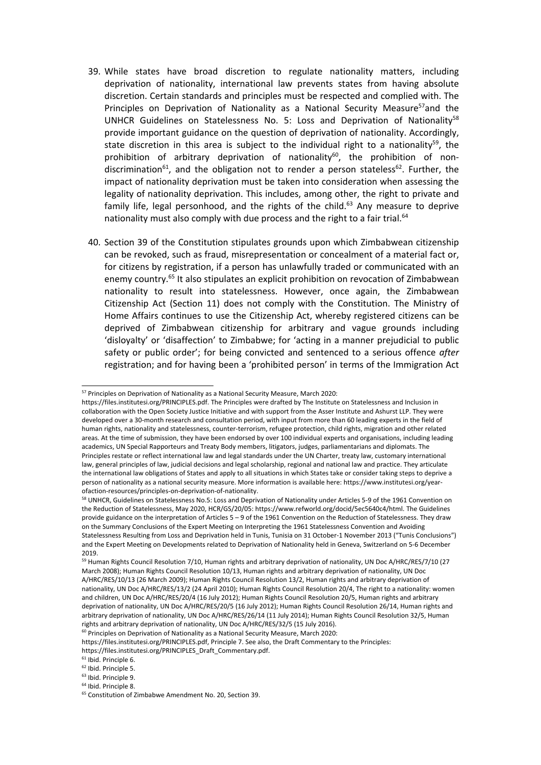39. While states have broad discretion to regulate nationality matters, including deprivation of nationality, international law prevents states from having absolute discretion. Certain standards and principles must be respected and complied with. The Principles on Deprivation of Nationality as a National Security Measure[57] and the UNHCR Guidelines on Statelessness No. 5: Loss and Deprivation of Nationality[58] provide important guidance on the question of deprivation of nationality. Accordingly, state discretion in this area is subject to the individual right to a nationality[59], the prohibition of arbitrary deprivation of nationality[60], the prohibition of non-discrimination[61], and the obligation not to render a person stateless[62]. Further, the impact of nationality deprivation must be taken into consideration when assessing the legality of nationality deprivation. This includes, among other, the right to private and family life, legal personhood, and the rights of the child.[63] Any measure to deprive nationality must also comply with due process and the right to a fair trial.[64]

40. Section 39 of the Constitution stipulates grounds upon which Zimbabwean citizenship can be revoked, such as fraud, misrepresentation or concealment of a material fact or, for citizens by registration, if a person has unlawfully traded or communicated with an enemy country.[65] It also stipulates an explicit prohibition on revocation of Zimbabwean nationality to result into statelessness. However, once again, the Zimbabwean Citizenship Act (Section 11) does not comply with the Constitution. The Ministry of Home Affairs continues to use the Citizenship Act, whereby registered citizens can be deprived of Zimbabwean citizenship for arbitrary and vague grounds including 'disloyalty' or 'disaffection' to Zimbabwe; for 'acting in a manner prejudicial to public safety or public order'; for being convicted and sentenced to a serious offence *after* registration; and for having been a 'prohibited person' in terms of the Immigration Act

---

[57] Principles on Deprivation of Nationality as a National Security Measure, March 2020: https://files.institutesi.org/PRINCIPLES.pdf. The Principles were drafted by The Institute on Statelessness and Inclusion in collaboration with the Open Society Justice Initiative and with support from the Asser Institute and Ashurst LLP. They were developed over a 30-month research and consultation period, with input from more than 60 leading experts in the field of human rights, nationality and statelessness, counter-terrorism, refugee protection, child rights, migration and other related areas. At the time of submission, they have been endorsed by over 100 individual experts and organisations, including leading academics, UN Special Rapporteurs and Treaty Body members, litigators, judges, parliamentarians and diplomats. The Principles restate or reflect international law and legal standards under the UN Charter, treaty law, customary international law, general principles of law, judicial decisions and legal scholarship, regional and national law and practice. They articulate the international law obligations of States and apply to all situations in which States take or consider taking steps to deprive a person of nationality as a national security measure. More information is available here: https://www.institutesi.org/year-ofaction-resources/principles-on-deprivation-of-nationality.

[58] UNHCR, Guidelines on Statelessness No.5: Loss and Deprivation of Nationality under Articles 5-9 of the 1961 Convention on the Reduction of Statelessness, May 2020, HCR/GS/20/05: https://www.refworld.org/docid/5ec5640c4/html. The Guidelines provide guidance on the interpretation of Articles 5 – 9 of the 1961 Convention on the Reduction of Statelessness. They draw on the Summary Conclusions of the Expert Meeting on Interpreting the 1961 Statelessness Convention and Avoiding Statelessness Resulting from Loss and Deprivation held in Tunis, Tunisia on 31 October-1 November 2013 ("Tunis Conclusions") and the Expert Meeting on Developments related to Deprivation of Nationality held in Geneva, Switzerland on 5-6 December 2019.

[59] Human Rights Council Resolution 7/10, Human rights and arbitrary deprivation of nationality, UN Doc A/HRC/RES/7/10 (27 March 2008); Human Rights Council Resolution 10/13, Human rights and arbitrary deprivation of nationality, UN Doc A/HRC/RES/10/13 (26 March 2009); Human Rights Council Resolution 13/2, Human rights and arbitrary deprivation of nationality, UN Doc A/HRC/RES/13/2 (24 April 2010); Human Rights Council Resolution 20/4, The right to a nationality: women and children, UN Doc A/HRC/RES/20/4 (16 July 2012); Human Rights Council Resolution 20/5, Human rights and arbitrary deprivation of nationality, UN Doc A/HRC/RES/20/5 (16 July 2012); Human Rights Council Resolution 26/14, Human rights and arbitrary deprivation of nationality, UN Doc A/HRC/RES/26/14 (11 July 2014); Human Rights Council Resolution 32/5, Human rights and arbitrary deprivation of nationality, UN Doc A/HRC/RES/32/5 (15 July 2016).

[60] Principles on Deprivation of Nationality as a National Security Measure, March 2020: https://files.institutesi.org/PRINCIPLES.pdf, Principle 7. See also, the Draft Commentary to the Principles: https://files.institutesi.org/PRINCIPLES_Draft_Commentary.pdf.

[61] Ibid. Principle 6.

[62] Ibid. Principle 5.

[63] Ibid. Principle 9.

[64] Ibid. Principle 8.

[65] Constitution of Zimbabwe Amendment No. 20, Section 39.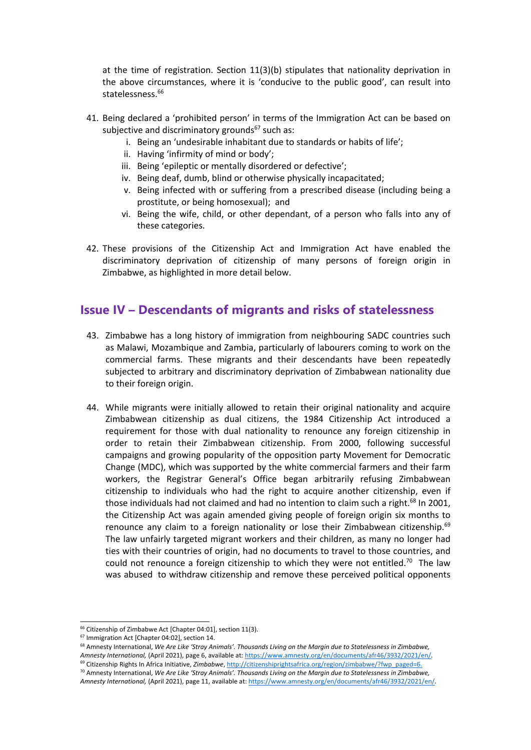at the time of registration. Section 11(3)(b) stipulates that nationality deprivation in the above circumstances, where it is 'conducive to the public good', can result into statelessness.[66]

41. Being declared a 'prohibited person' in terms of the Immigration Act can be based on subjective and discriminatory grounds[67] such as:
    i. Being an 'undesirable inhabitant due to standards or habits of life';
    ii. Having 'infirmity of mind or body';
    iii. Being 'epileptic or mentally disordered or defective';
    iv. Being deaf, dumb, blind or otherwise physically incapacitated;
    v. Being infected with or suffering from a prescribed disease (including being a prostitute, or being homosexual); and
    vi. Being the wife, child, or other dependant, of a person who falls into any of these categories.

42. These provisions of the Citizenship Act and Immigration Act have enabled the discriminatory deprivation of citizenship of many persons of foreign origin in Zimbabwe, as highlighted in more detail below.

## Issue IV – Descendants of migrants and risks of statelessness

43. Zimbabwe has a long history of immigration from neighbouring SADC countries such as Malawi, Mozambique and Zambia, particularly of labourers coming to work on the commercial farms. These migrants and their descendants have been repeatedly subjected to arbitrary and discriminatory deprivation of Zimbabwean nationality due to their foreign origin.

44. While migrants were initially allowed to retain their original nationality and acquire Zimbabwean citizenship as dual citizens, the 1984 Citizenship Act introduced a requirement for those with dual nationality to renounce any foreign citizenship in order to retain their Zimbabwean citizenship. From 2000, following successful campaigns and growing popularity of the opposition party Movement for Democratic Change (MDC), which was supported by the white commercial farmers and their farm workers, the Registrar General's Office began arbitrarily refusing Zimbabwean citizenship to individuals who had the right to acquire another citizenship, even if those individuals had not claimed and had no intention to claim such a right.[68] In 2001, the Citizenship Act was again amended giving people of foreign origin six months to renounce any claim to a foreign nationality or lose their Zimbabwean citizenship.[69] The law unfairly targeted migrant workers and their children, as many no longer had ties with their countries of origin, had no documents to travel to those countries, and could not renounce a foreign citizenship to which they were not entitled.[70] The law was abused to withdraw citizenship and remove these perceived political opponents

---

[66] Citizenship of Zimbabwe Act [Chapter 04:01], section 11(3).

[67] Immigration Act [Chapter 04:02], section 14.

[68] Amnesty International, *We Are Like 'Stray Animals'. Thousands Living on the Margin due to Statelessness in Zimbabwe, Amnesty International,* (April 2021), page 6, available at: https://www.amnesty.org/en/documents/afr46/3932/2021/en/.

[69] Citizenship Rights In Africa Initiative, *Zimbabwe*, http://citizenshiprightsafrica.org/region/zimbabwe/?fwp_paged=6.

[70] Amnesty International, *We Are Like 'Stray Animals'. Thousands Living on the Margin due to Statelessness in Zimbabwe, Amnesty International,* (April 2021), page 11, available at: https://www.amnesty.org/en/documents/afr46/3932/2021/en/.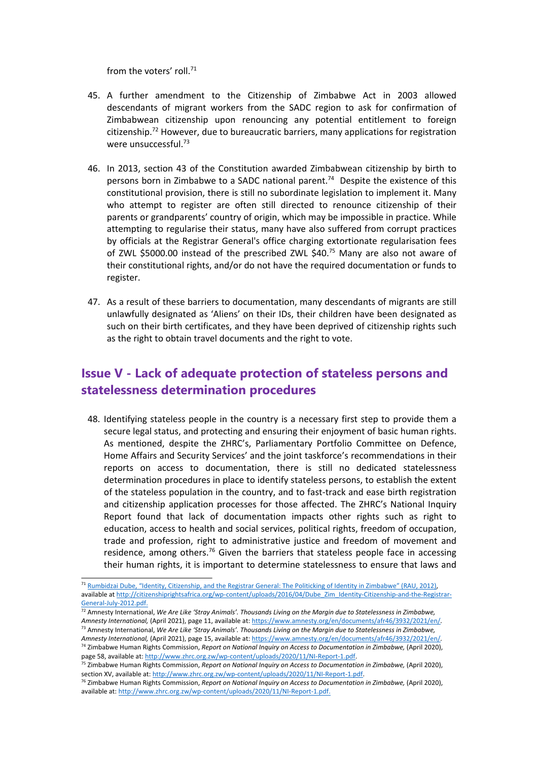from the voters' roll.[71]

45. A further amendment to the Citizenship of Zimbabwe Act in 2003 allowed descendants of migrant workers from the SADC region to ask for confirmation of Zimbabwean citizenship upon renouncing any potential entitlement to foreign citizenship.[72] However, due to bureaucratic barriers, many applications for registration were unsuccessful.[73]

46. In 2013, section 43 of the Constitution awarded Zimbabwean citizenship by birth to persons born in Zimbabwe to a SADC national parent.[74] Despite the existence of this constitutional provision, there is still no subordinate legislation to implement it. Many who attempt to register are often still directed to renounce citizenship of their parents or grandparents' country of origin, which may be impossible in practice. While attempting to regularise their status, many have also suffered from corrupt practices by officials at the Registrar General's office charging extortionate regularisation fees of ZWL $5000.00 instead of the prescribed ZWL $40.[75] Many are also not aware of their constitutional rights, and/or do not have the required documentation or funds to register.

47. As a result of these barriers to documentation, many descendants of migrants are still unlawfully designated as 'Aliens' on their IDs, their children have been designated as such on their birth certificates, and they have been deprived of citizenship rights such as the right to obtain travel documents and the right to vote.

## Issue V - Lack of adequate protection of stateless persons and statelessness determination procedures

48. Identifying stateless people in the country is a necessary first step to provide them a secure legal status, and protecting and ensuring their enjoyment of basic human rights. As mentioned, despite the ZHRC's, Parliamentary Portfolio Committee on Defence, Home Affairs and Security Services' and the joint taskforce's recommendations in their reports on access to documentation, there is still no dedicated statelessness determination procedures in place to identify stateless persons, to establish the extent of the stateless population in the country, and to fast-track and ease birth registration and citizenship application processes for those affected. The ZHRC's National Inquiry Report found that lack of documentation impacts other rights such as right to education, access to health and social services, political rights, freedom of occupation, trade and profession, right to administrative justice and freedom of movement and residence, among others.[76] Given the barriers that stateless people face in accessing their human rights, it is important to determine statelessness to ensure that laws and

---

[71] Rumbidzai Dube, "Identity, Citizenship, and the Registrar General: The Politicking of Identity in Zimbabwe" (RAU, 2012), available at http://citizenshiprightsafrica.org/wp-content/uploads/2016/04/Dube_Zim_Identity-Citizenship-and-the-Registrar-General-July-2012.pdf.

[72] Amnesty International, *We Are Like 'Stray Animals'. Thousands Living on the Margin due to Statelessness in Zimbabwe, Amnesty International,* (April 2021), page 11, available at: https://www.amnesty.org/en/documents/afr46/3932/2021/en/.

[73] Amnesty International, *We Are Like 'Stray Animals'. Thousands Living on the Margin due to Statelessness in Zimbabwe, Amnesty International,* (April 2021), page 15, available at: https://www.amnesty.org/en/documents/afr46/3932/2021/en/.

[74] Zimbabwe Human Rights Commission, *Report on National Inquiry on Access to Documentation in Zimbabwe,* (April 2020), page 58, available at: http://www.zhrc.org.zw/wp-content/uploads/2020/11/NI-Report-1.pdf.

[75] Zimbabwe Human Rights Commission, *Report on National Inquiry on Access to Documentation in Zimbabwe,* (April 2020), section XV, available at: http://www.zhrc.org.zw/wp-content/uploads/2020/11/NI-Report-1.pdf.

[76] Zimbabwe Human Rights Commission, *Report on National Inquiry on Access to Documentation in Zimbabwe,* (April 2020), available at: http://www.zhrc.org.zw/wp-content/uploads/2020/11/NI-Report-1.pdf.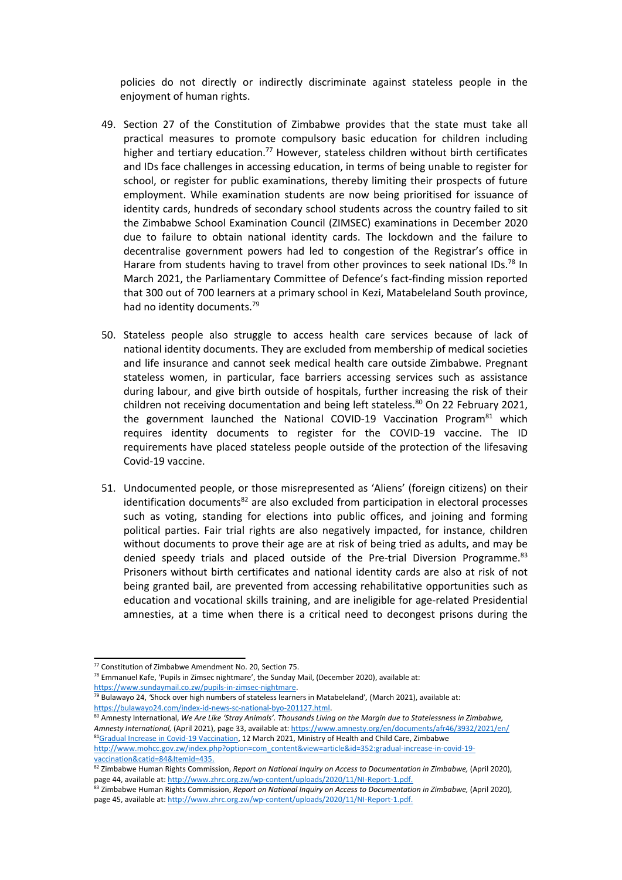policies do not directly or indirectly discriminate against stateless people in the enjoyment of human rights.

49. Section 27 of the Constitution of Zimbabwe provides that the state must take all practical measures to promote compulsory basic education for children including higher and tertiary education.[77] However, stateless children without birth certificates and IDs face challenges in accessing education, in terms of being unable to register for school, or register for public examinations, thereby limiting their prospects of future employment. While examination students are now being prioritised for issuance of identity cards, hundreds of secondary school students across the country failed to sit the Zimbabwe School Examination Council (ZIMSEC) examinations in December 2020 due to failure to obtain national identity cards. The lockdown and the failure to decentralise government powers had led to congestion of the Registrar's office in Harare from students having to travel from other provinces to seek national IDs.[78] In March 2021, the Parliamentary Committee of Defence's fact-finding mission reported that 300 out of 700 learners at a primary school in Kezi, Matabeleland South province, had no identity documents.[79]

50. Stateless people also struggle to access health care services because of lack of national identity documents. They are excluded from membership of medical societies and life insurance and cannot seek medical health care outside Zimbabwe. Pregnant stateless women, in particular, face barriers accessing services such as assistance during labour, and give birth outside of hospitals, further increasing the risk of their children not receiving documentation and being left stateless.[80] On 22 February 2021, the government launched the National COVID-19 Vaccination Program[81] which requires identity documents to register for the COVID-19 vaccine. The ID requirements have placed stateless people outside of the protection of the lifesaving Covid-19 vaccine.

51. Undocumented people, or those misrepresented as 'Aliens' (foreign citizens) on their identification documents[82] are also excluded from participation in electoral processes such as voting, standing for elections into public offices, and joining and forming political parties. Fair trial rights are also negatively impacted, for instance, children without documents to prove their age are at risk of being tried as adults, and may be denied speedy trials and placed outside of the Pre-trial Diversion Programme.[83] Prisoners without birth certificates and national identity cards are also at risk of not being granted bail, are prevented from accessing rehabilitative opportunities such as education and vocational skills training, and are ineligible for age-related Presidential amnesties, at a time when there is a critical need to decongest prisons during the

---

[77] Constitution of Zimbabwe Amendment No. 20, Section 75.

[78] Emmanuel Kafe, 'Pupils in Zimsec nightmare', the Sunday Mail, (December 2020), available at: https://www.sundaymail.co.zw/pupils-in-zimsec-nightmare.

[79] Bulawayo 24, 'Shock over high numbers of stateless learners in Matabeleland', (March 2021), available at: https://bulawayo24.com/index-id-news-sc-national-byo-201127.html.

[80] Amnesty International, *We Are Like 'Stray Animals'. Thousands Living on the Margin due to Statelessness in Zimbabwe, Amnesty International,* (April 2021), page 33, available at: https://www.amnesty.org/en/documents/afr46/3932/2021/en/

[81] Gradual Increase in Covid-19 Vaccination, 12 March 2021, Ministry of Health and Child Care, Zimbabwe http://www.mohcc.gov.zw/index.php?option=com_content&view=article&id=352:gradual-increase-in-covid-19-vaccination&catid=84&Itemid=435.

[82] Zimbabwe Human Rights Commission, *Report on National Inquiry on Access to Documentation in Zimbabwe,* (April 2020), page 44, available at: http://www.zhrc.org.zw/wp-content/uploads/2020/11/NI-Report-1.pdf.

[83] Zimbabwe Human Rights Commission, *Report on National Inquiry on Access to Documentation in Zimbabwe,* (April 2020), page 45, available at: http://www.zhrc.org.zw/wp-content/uploads/2020/11/NI-Report-1.pdf.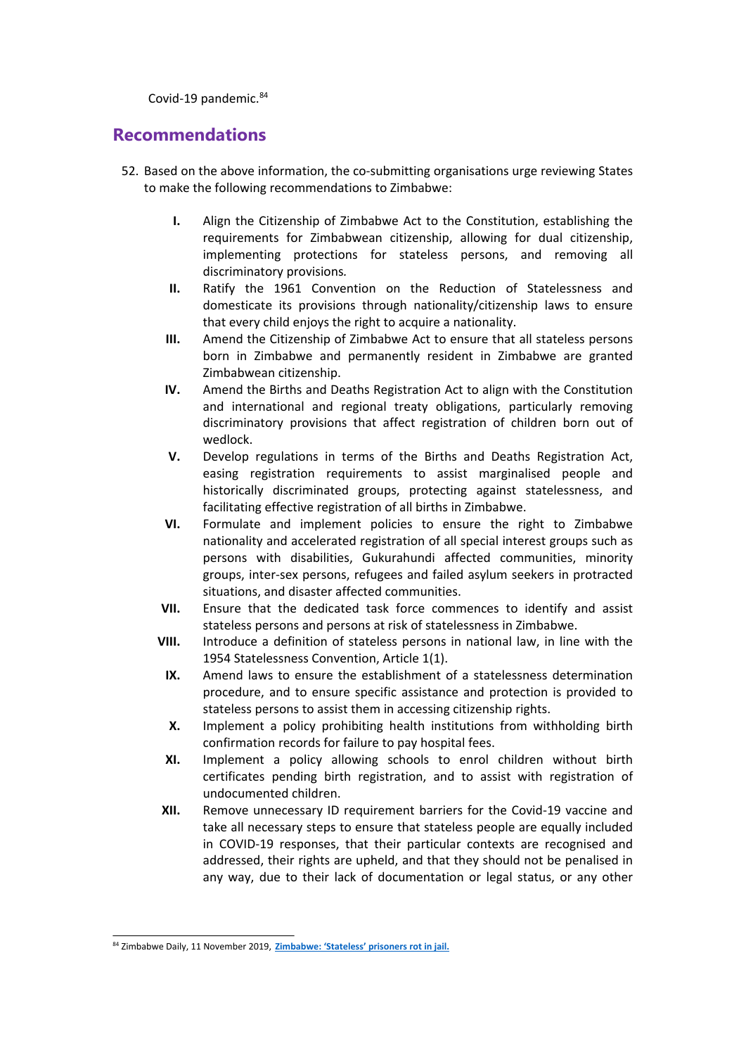Covid-19 pandemic.[84]

## Recommendations

52. Based on the above information, the co-submitting organisations urge reviewing States to make the following recommendations to Zimbabwe:

    I. Align the Citizenship of Zimbabwe Act to the Constitution, establishing the requirements for Zimbabwean citizenship, allowing for dual citizenship, implementing protections for stateless persons, and removing all discriminatory provisions.

    II. Ratify the 1961 Convention on the Reduction of Statelessness and domesticate its provisions through nationality/citizenship laws to ensure that every child enjoys the right to acquire a nationality.

    III. Amend the Citizenship of Zimbabwe Act to ensure that all stateless persons born in Zimbabwe and permanently resident in Zimbabwe are granted Zimbabwean citizenship.

    IV. Amend the Births and Deaths Registration Act to align with the Constitution and international and regional treaty obligations, particularly removing discriminatory provisions that affect registration of children born out of wedlock.

    V. Develop regulations in terms of the Births and Deaths Registration Act, easing registration requirements to assist marginalised people and historically discriminated groups, protecting against statelessness, and facilitating effective registration of all births in Zimbabwe.

    VI. Formulate and implement policies to ensure the right to Zimbabwe nationality and accelerated registration of all special interest groups such as persons with disabilities, Gukurahundi affected communities, minority groups, inter-sex persons, refugees and failed asylum seekers in protracted situations, and disaster affected communities.

    VII. Ensure that the dedicated task force commences to identify and assist stateless persons and persons at risk of statelessness in Zimbabwe.

    VIII. Introduce a definition of stateless persons in national law, in line with the 1954 Statelessness Convention, Article 1(1).

    IX. Amend laws to ensure the establishment of a statelessness determination procedure, and to ensure specific assistance and protection is provided to stateless persons to assist them in accessing citizenship rights.

    X. Implement a policy prohibiting health institutions from withholding birth confirmation records for failure to pay hospital fees.

    XI. Implement a policy allowing schools to enrol children without birth certificates pending birth registration, and to assist with registration of undocumented children.

    XII. Remove unnecessary ID requirement barriers for the Covid-19 vaccine and take all necessary steps to ensure that stateless people are equally included in COVID-19 responses, that their particular contexts are recognised and addressed, their rights are upheld, and that they should not be penalised in any way, due to their lack of documentation or legal status, or any other

---

[84] Zimbabwe Daily, 11 November 2019, **Zimbabwe: 'Stateless' prisoners rot in jail.**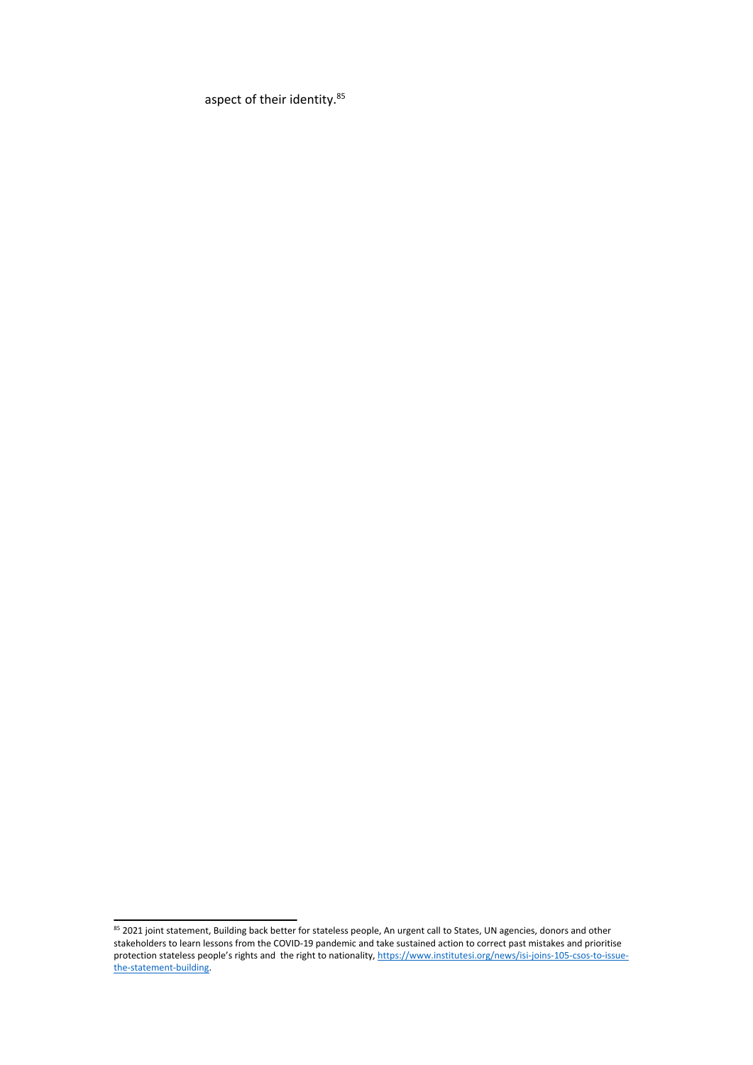aspect of their identity.[85]

[85] 2021 joint statement, Building back better for stateless people, An urgent call to States, UN agencies, donors and other stakeholders to learn lessons from the COVID-19 pandemic and take sustained action to correct past mistakes and prioritise protection stateless people's rights and the right to nationality, https://www.institutesi.org/news/isi-joins-105-csos-to-issue-the-statement-building.